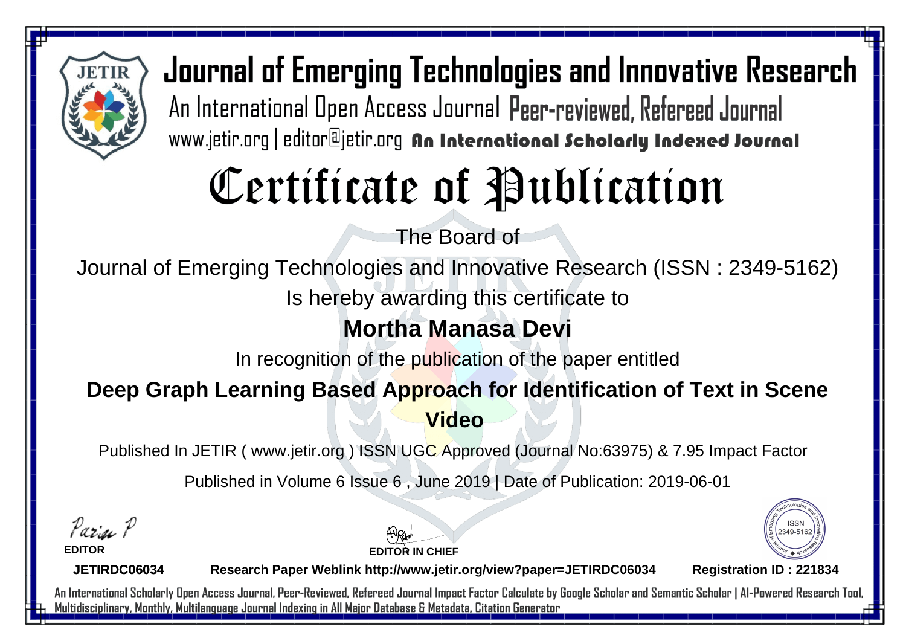# Journal of Emerging Technologies and Innovative Research

An International Open Access Journal Peer-reviewed, Refereed Journal

www.jetir.org | editor@jetir.org **An International Scholarly Indexed Journal**

# Certificate of Publication

The Board of

Journal of Emerging Technologies and Innovative Research (ISSN : 2349-5162)

Is hereby awarding this certificate to

**Mortha Manasa Devi**

In recognition of the publication of the paper entitled

**Deep Graph Learning Based Approach for Identification of Text in Scene Video**

Published In JETIR ( www.jetir.org ) ISSN UGC Approved (Journal No:63975) & 7.95 Impact Factor

Published in Volume 6 Issue 6 , June 2019 | Date of Publication: 2019-06-01

**EDITOR**

**EDITOR IN CHIEF**

ISSN 2349-5162

**JETIRDC06034**

**Research Paper Weblink http://www.jetir.org/view?paper=JETIRDC06034**

**Registration ID : 221834**

An International Scholarly Open Access Journal, Peer-Reviewed, Refereed Journal Impact Factor Calculate by Google Scholar and Semantic Scholar | AI-Powered Research Tool, Multidisciplinary, Monthly, Multilanguage Journal Indexing in All Major Database & Metadata, Citation Generator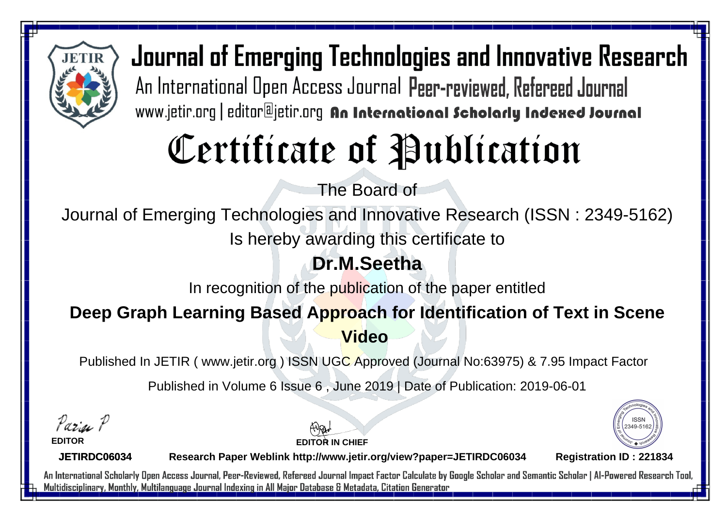# Journal of Emerging Technologies and Innovative Research

An International Open Access Journal Peer-reviewed, Refereed Journal

www.jetir.org | editor@jetir.org **An International Scholarly Indexed Journal**

# Certificate of Publication

The Board of

Journal of Emerging Technologies and Innovative Research (ISSN : 2349-5162)

Is hereby awarding this certificate to

## Dr.M.Seetha

In recognition of the publication of the paper entitled

**Deep Graph Learning Based Approach for Identification of Text in Scene Video**

Published In JETIR ( www.jetir.org ) ISSN UGC Approved (Journal No:63975) & 7.95 Impact Factor

Published in Volume 6 Issue 6 , June 2019 | Date of Publication: 2019-06-01

**EDITOR**

**EDITOR IN CHIEF**

ISSN 2349-5162

**JETIRDC06034** **Research Paper Weblink http://www.jetir.org/view?paper=JETIRDC06034** **Registration ID : 221834**

An International Scholarly Open Access Journal, Peer-Reviewed, Refereed Journal Impact Factor Calculate by Google Scholar and Semantic Scholar | AI-Powered Research Tool, Multidisciplinary, Monthly, Multilanguage Journal Indexing in All Major Database & Metadata, Citation Generator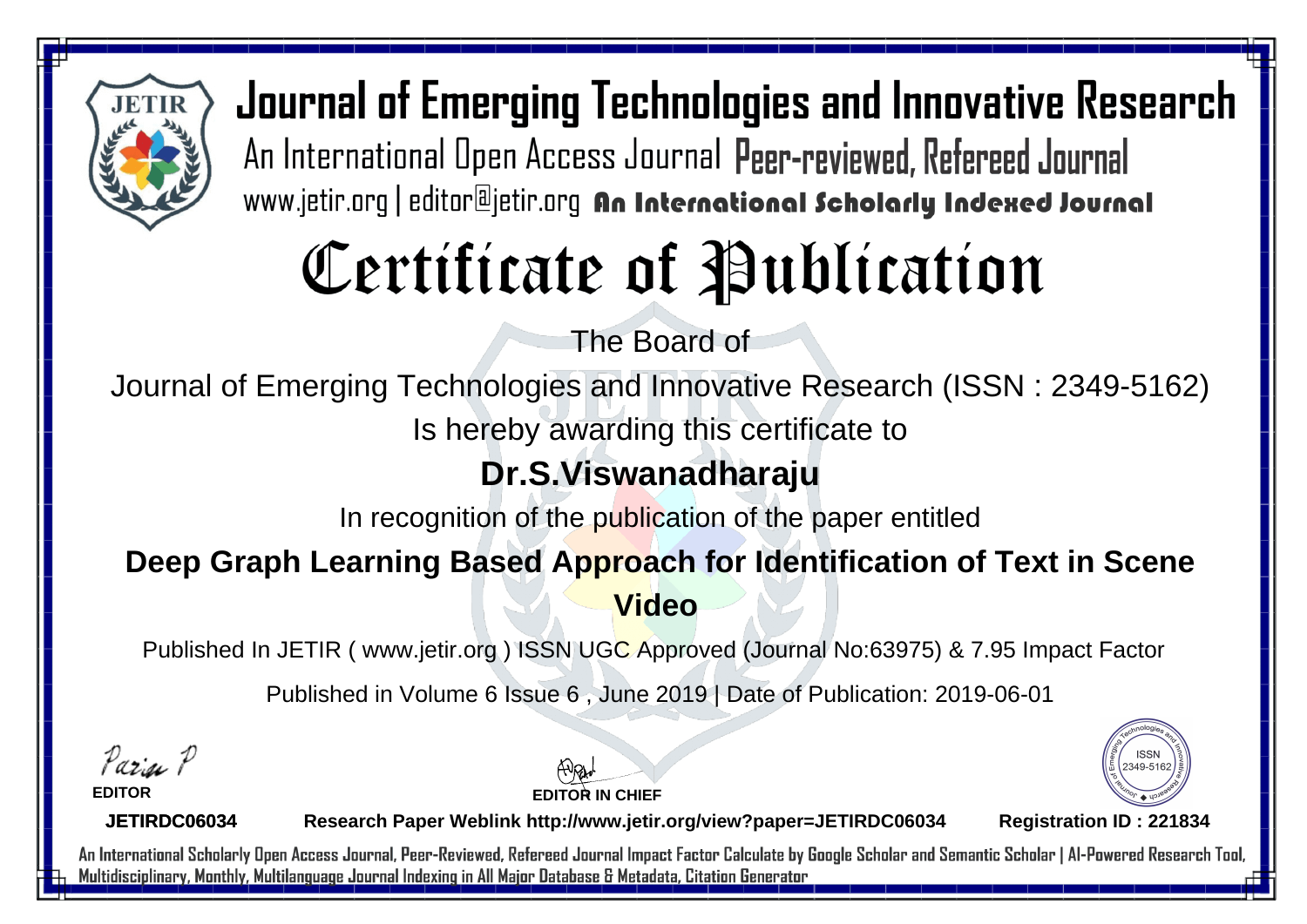# Journal of Emerging Technologies and Innovative Research

An International Open Access Journal Peer-reviewed, Refereed Journal

www.jetir.org | editor@jetir.org An International Scholarly Indexed Journal

# Certificate of Publication

The Board of

Journal of Emerging Technologies and Innovative Research (ISSN : 2349-5162)

Is hereby awarding this certificate to

## Dr.S.Viswanadharaju

In recognition of the publication of the paper entitled

## Deep Graph Learning Based Approach for Identification of Text in Scene Video

Published In JETIR ( www.jetir.org ) ISSN UGC Approved (Journal No:63975) & 7.95 Impact Factor

Published in Volume 6 Issue 6 , June 2019 | Date of Publication: 2019-06-01

**EDITOR**

**EDITOR IN CHIEF**

ISSN 2349-5162

**JETIRDC06034** **Research Paper Weblink http://www.jetir.org/view?paper=JETIRDC06034** **Registration ID : 221834**

An International Scholarly Open Access Journal, Peer-Reviewed, Refereed Journal Impact Factor Calculate by Google Scholar and Semantic Scholar | AI-Powered Research Tool, Multidisciplinary, Monthly, Multilanguage Journal Indexing in All Major Database & Metadata, Citation Generator